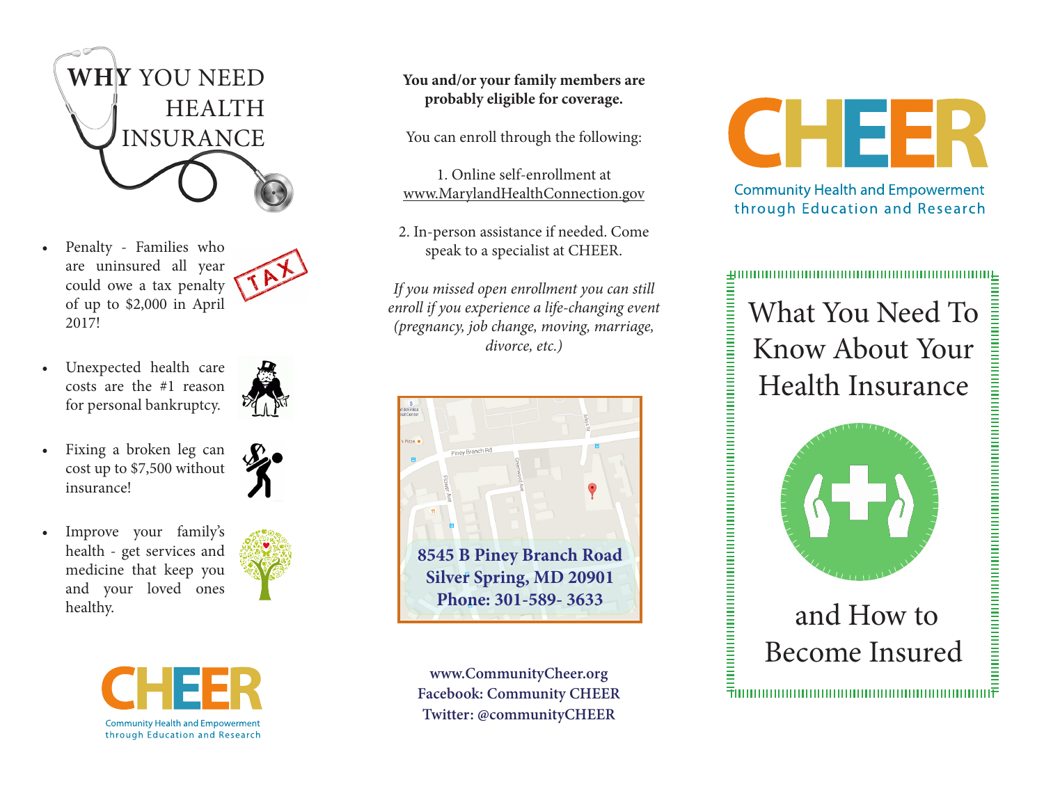# WHY YOU NEED HEALTH INSURANCE

- Penalty - Families who are uninsured all year could owe a tax penalty of up to $2,000 in April 2017!
- Unexpected health care costs are the #1 reason for personal bankruptcy.
- Fixing a broken leg can cost up to $7,500 without insurance!
- Improve your family's health - get services and medicine that keep you and your loved ones healthy.

CHEER

Community Health and Empowerment through Education and Research

**You and/or your family members are probably eligible for coverage.**

You can enroll through the following:

1. Online self-enrollment at www.MarylandHealthConnection.gov

2. In-person assistance if needed. Come speak to a specialist at CHEER.

*If you missed open enrollment you can still enroll if you experience a life-changing event (pregnancy, job change, moving, marriage, divorce, etc.)*

**8545 B Piney Branch Road**
**Silver Spring, MD 20901**
**Phone: 301-589- 3633**

**www.CommunityCheer.org**
**Facebook: Community CHEER**
**Twitter: @communityCHEER**

CHEER

Community Health and Empowerment through Education and Research

# What You Need To Know About Your Health Insurance

# and How to Become Insured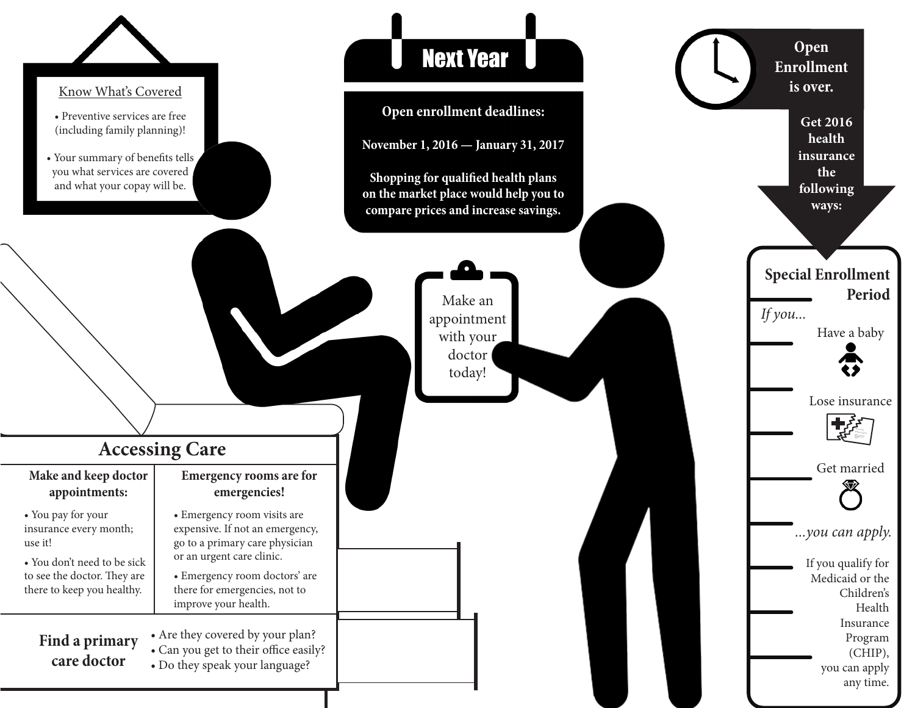## Know What's Covered

- Preventive services are free (including family planning)!
- Your summary of benefits tells you what services are covered and what your copay will be.

## Next Year

**Open enrollment deadlines:**

**November 1, 2016 — January 31, 2017**

**Shopping for qualified health plans on the market place would help you to compare prices and increase savings.**

## Open Enrollment is over.

**Get 2016 health insurance the following ways:**

### Special Enrollment Period

*If you...*

Have a baby

Lose insurance

Get married

*...you can apply.*

If you qualify for Medicaid or the Children's Health Insurance Program (CHIP), you can apply any time.

Make an appointment with your doctor today!

## Accessing Care

**Make and keep doctor appointments:**

- You pay for your insurance every month; use it!
- You don't need to be sick to see the doctor. They are there to keep you healthy.

**Emergency rooms are for emergencies!**

- Emergency room visits are expensive. If not an emergency, go to a primary care physician or an urgent care clinic.
- Emergency room doctors' are there for emergencies, not to improve your health.

**Find a primary care doctor**

- Are they covered by your plan?
- Can you get to their office easily?
- Do they speak your language?